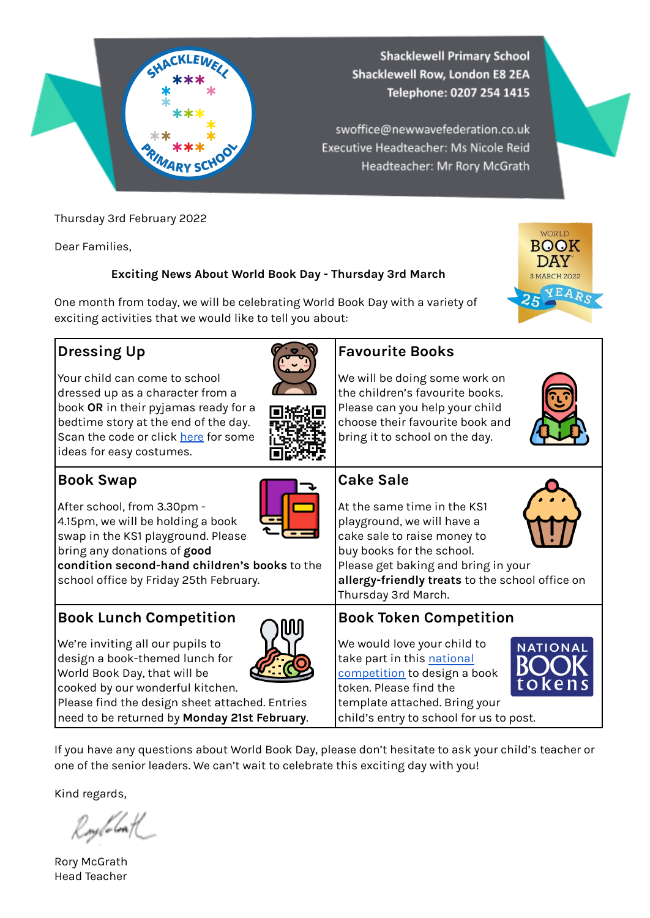Shacklewell Primary School
Shacklewell Row, London E8 2EA
Telephone: 0207 254 1415

swoffice@newwavefederation.co.uk
Executive Headteacher: Ms Nicole Reid
Headteacher: Mr Rory McGrath

Thursday 3rd February 2022

Dear Families,

**Exciting News About World Book Day - Thursday 3rd March**

One month from today, we will be celebrating World Book Day with a variety of exciting activities that we would like to tell you about:

## Dressing Up

Your child can come to school dressed up as a character from a book **OR** in their pyjamas ready for a bedtime story at the end of the day. Scan the code or click here for some ideas for easy costumes.

## Favourite Books

We will be doing some work on the children's favourite books. Please can you help your child choose their favourite book and bring it to school on the day.

## Book Swap

After school, from 3.30pm - 4.15pm, we will be holding a book swap in the KS1 playground. Please bring any donations of **good condition second-hand children's books** to the school office by Friday 25th February.

## Cake Sale

At the same time in the KS1 playground, we will have a cake sale to raise money to buy books for the school. Please get baking and bring in your **allergy-friendly treats** to the school office on Thursday 3rd March.

## Book Lunch Competition

We're inviting all our pupils to design a book-themed lunch for World Book Day, that will be cooked by our wonderful kitchen. Please find the design sheet attached. Entries need to be returned by **Monday 21st February**.

## Book Token Competition

We would love your child to take part in this national competition to design a book token. Please find the token template attached. Bring your child's entry to school for us to post.

If you have any questions about World Book Day, please don't hesitate to ask your child's teacher or one of the senior leaders. We can't wait to celebrate this exciting day with you!

Kind regards,

Rory McGrath
Head Teacher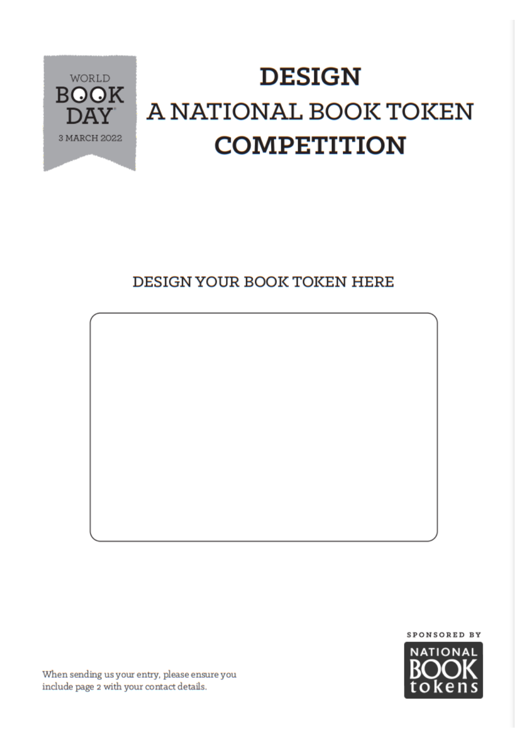WORLD BOOK DAY 3 MARCH 2022

# DESIGN A NATIONAL BOOK TOKEN COMPETITION

DESIGN YOUR BOOK TOKEN HERE

When sending us your entry, please ensure you include page 2 with your contact details.

SPONSORED BY NATIONAL BOOK tokens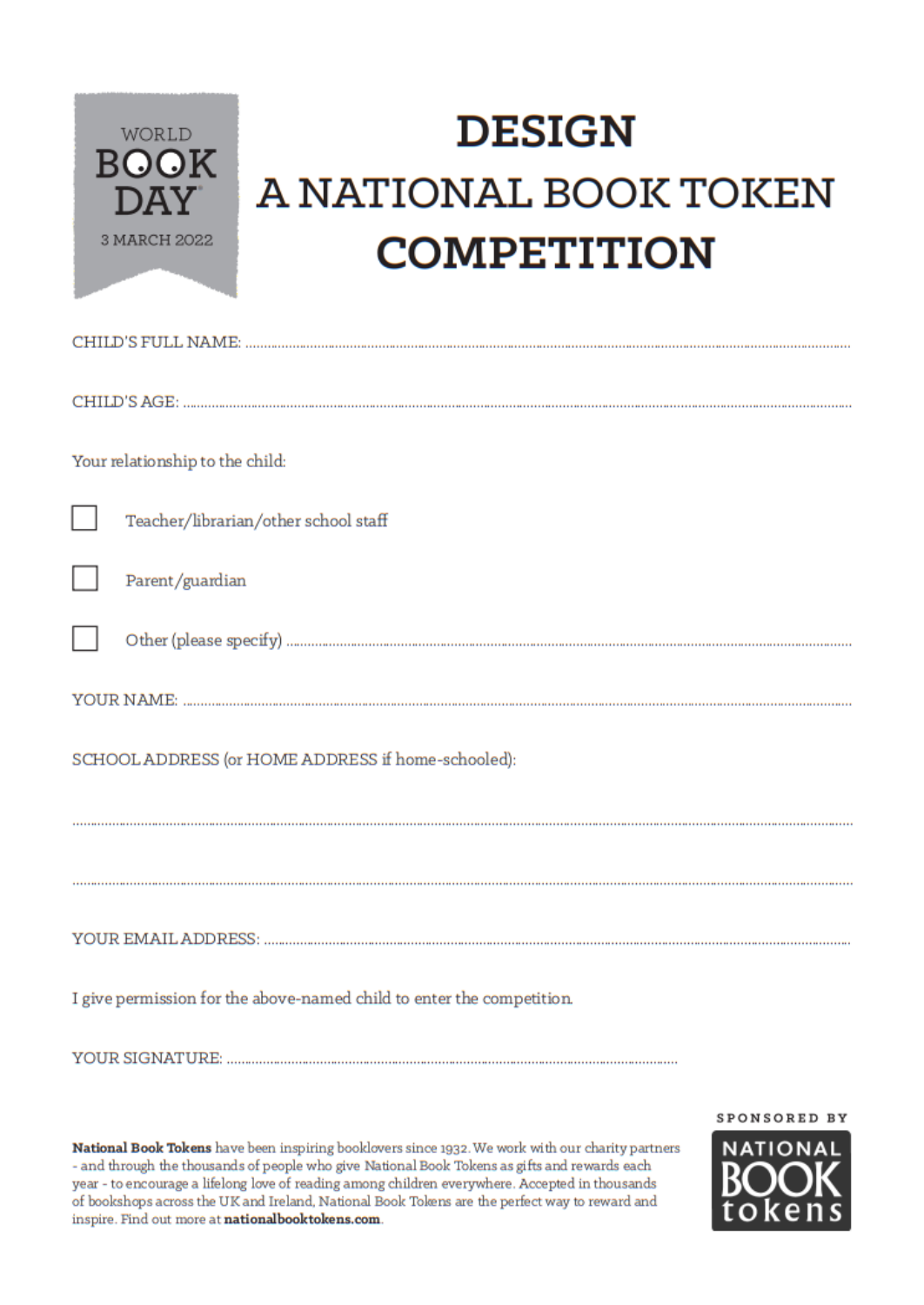WORLD BOOK DAY
3 MARCH 2022

# DESIGN A NATIONAL BOOK TOKEN COMPETITION

CHILD'S FULL NAME: ..............................................................................................

CHILD'S AGE: ..............................................................................................

Your relationship to the child:

- [ ] Teacher/librarian/other school staff
- [ ] Parent/guardian
- [ ] Other (please specify) ..............................................................................................

YOUR NAME: ..............................................................................................

SCHOOL ADDRESS (or HOME ADDRESS if home-schooled):

..............................................................................................

..............................................................................................

YOUR EMAIL ADDRESS: ..............................................................................................

I give permission for the above-named child to enter the competition.

YOUR SIGNATURE: ..............................................................................................

**National Book Tokens** have been inspiring booklovers since 1932. We work with our charity partners - and through the thousands of people who give National Book Tokens as gifts and rewards each year - to encourage a lifelong love of reading among children everywhere. Accepted in thousands of bookshops across the UK and Ireland, National Book Tokens are the perfect way to reward and inspire. Find out more at **nationalbooktokens.com**.

SPONSORED BY
NATIONAL BOOK tokens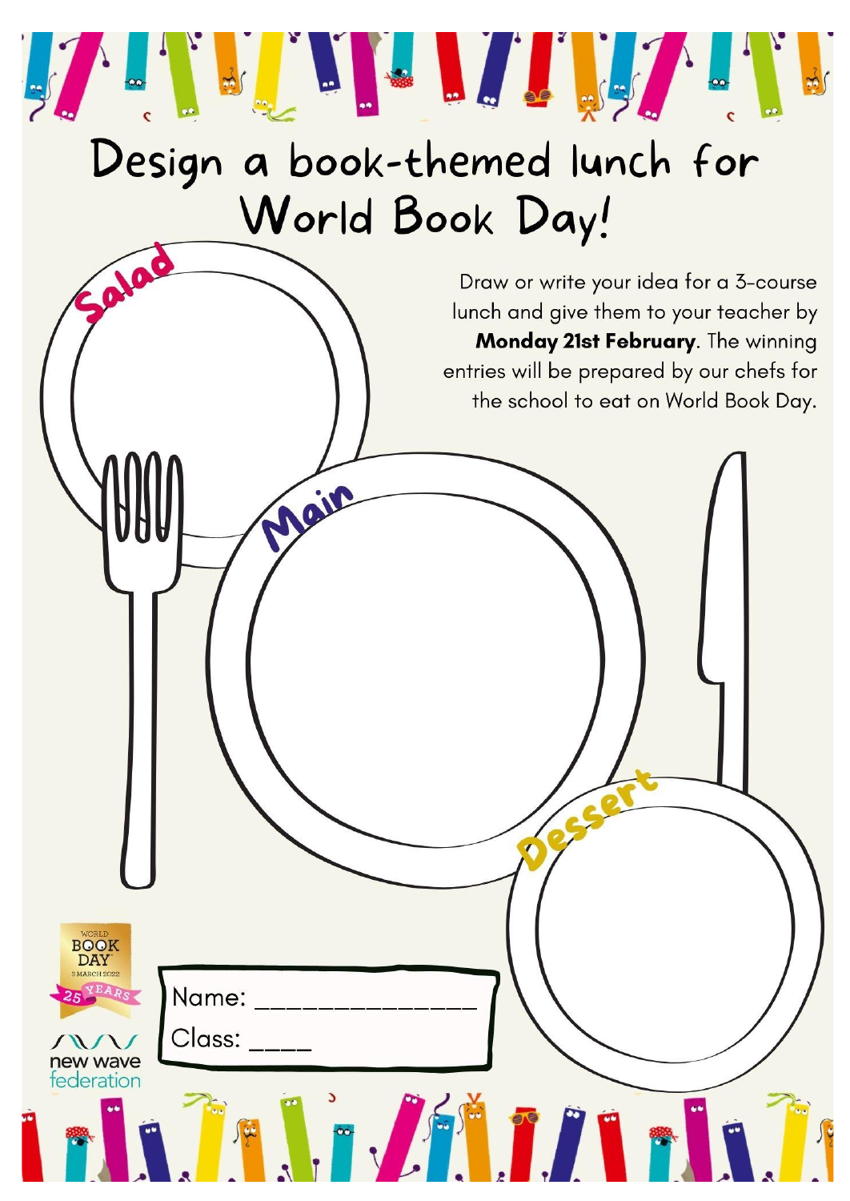# Design a book-themed lunch for World Book Day!

Draw or write your idea for a 3-course lunch and give them to your teacher by **Monday 21st February**. The winning entries will be prepared by our chefs for the school to eat on World Book Day.

Salad

Main

Dessert

Name: _______________

Class: ____

WORLD BOOK DAY 3 MARCH 2022 25 YEARS

new wave federation